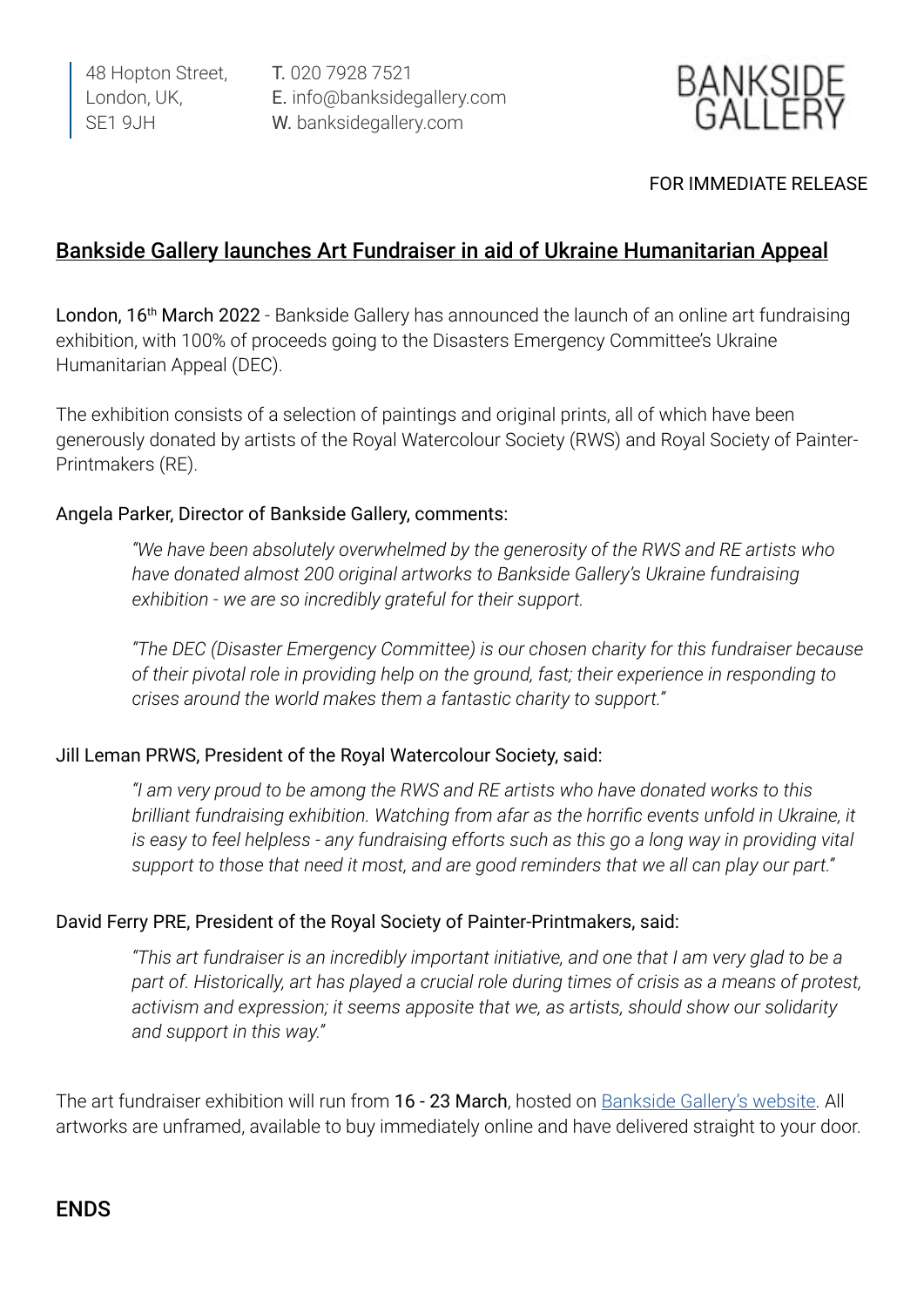48 Hopton Street,
London, UK,
SE1 9JH

T. 020 7928 7521
E. info@banksidegallery.com
W. banksidegallery.com

BANKSIDE GALLERY

FOR IMMEDIATE RELEASE

## Bankside Gallery launches Art Fundraiser in aid of Ukraine Humanitarian Appeal

London, 16th March 2022 - Bankside Gallery has announced the launch of an online art fundraising exhibition, with 100% of proceeds going to the Disasters Emergency Committee's Ukraine Humanitarian Appeal (DEC).

The exhibition consists of a selection of paintings and original prints, all of which have been generously donated by artists of the Royal Watercolour Society (RWS) and Royal Society of Painter-Printmakers (RE).

Angela Parker, Director of Bankside Gallery, comments:

> *"We have been absolutely overwhelmed by the generosity of the RWS and RE artists who have donated almost 200 original artworks to Bankside Gallery's Ukraine fundraising exhibition - we are so incredibly grateful for their support.*
>
> *"The DEC (Disaster Emergency Committee) is our chosen charity for this fundraiser because of their pivotal role in providing help on the ground, fast; their experience in responding to crises around the world makes them a fantastic charity to support."*

Jill Leman PRWS, President of the Royal Watercolour Society, said:

> *"I am very proud to be among the RWS and RE artists who have donated works to this brilliant fundraising exhibition. Watching from afar as the horrific events unfold in Ukraine, it is easy to feel helpless - any fundraising efforts such as this go a long way in providing vital support to those that need it most, and are good reminders that we all can play our part."*

David Ferry PRE, President of the Royal Society of Painter-Printmakers, said:

> *"This art fundraiser is an incredibly important initiative, and one that I am very glad to be a part of. Historically, art has played a crucial role during times of crisis as a means of protest, activism and expression; it seems apposite that we, as artists, should show our solidarity and support in this way."*

The art fundraiser exhibition will run from 16 - 23 March, hosted on Bankside Gallery's website. All artworks are unframed, available to buy immediately online and have delivered straight to your door.

ENDS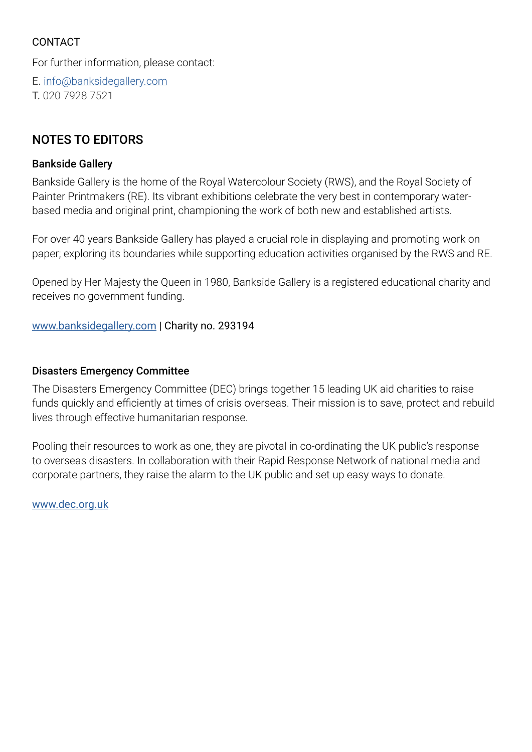CONTACT

For further information, please contact:

E. info@banksidegallery.com
T. 020 7928 7521

## NOTES TO EDITORS

### Bankside Gallery

Bankside Gallery is the home of the Royal Watercolour Society (RWS), and the Royal Society of Painter Printmakers (RE). Its vibrant exhibitions celebrate the very best in contemporary water-based media and original print, championing the work of both new and established artists.

For over 40 years Bankside Gallery has played a crucial role in displaying and promoting work on paper; exploring its boundaries while supporting education activities organised by the RWS and RE.

Opened by Her Majesty the Queen in 1980, Bankside Gallery is a registered educational charity and receives no government funding.

www.banksidegallery.com | Charity no. 293194

### Disasters Emergency Committee

The Disasters Emergency Committee (DEC) brings together 15 leading UK aid charities to raise funds quickly and efficiently at times of crisis overseas. Their mission is to save, protect and rebuild lives through effective humanitarian response.

Pooling their resources to work as one, they are pivotal in co-ordinating the UK public's response to overseas disasters. In collaboration with their Rapid Response Network of national media and corporate partners, they raise the alarm to the UK public and set up easy ways to donate.

www.dec.org.uk